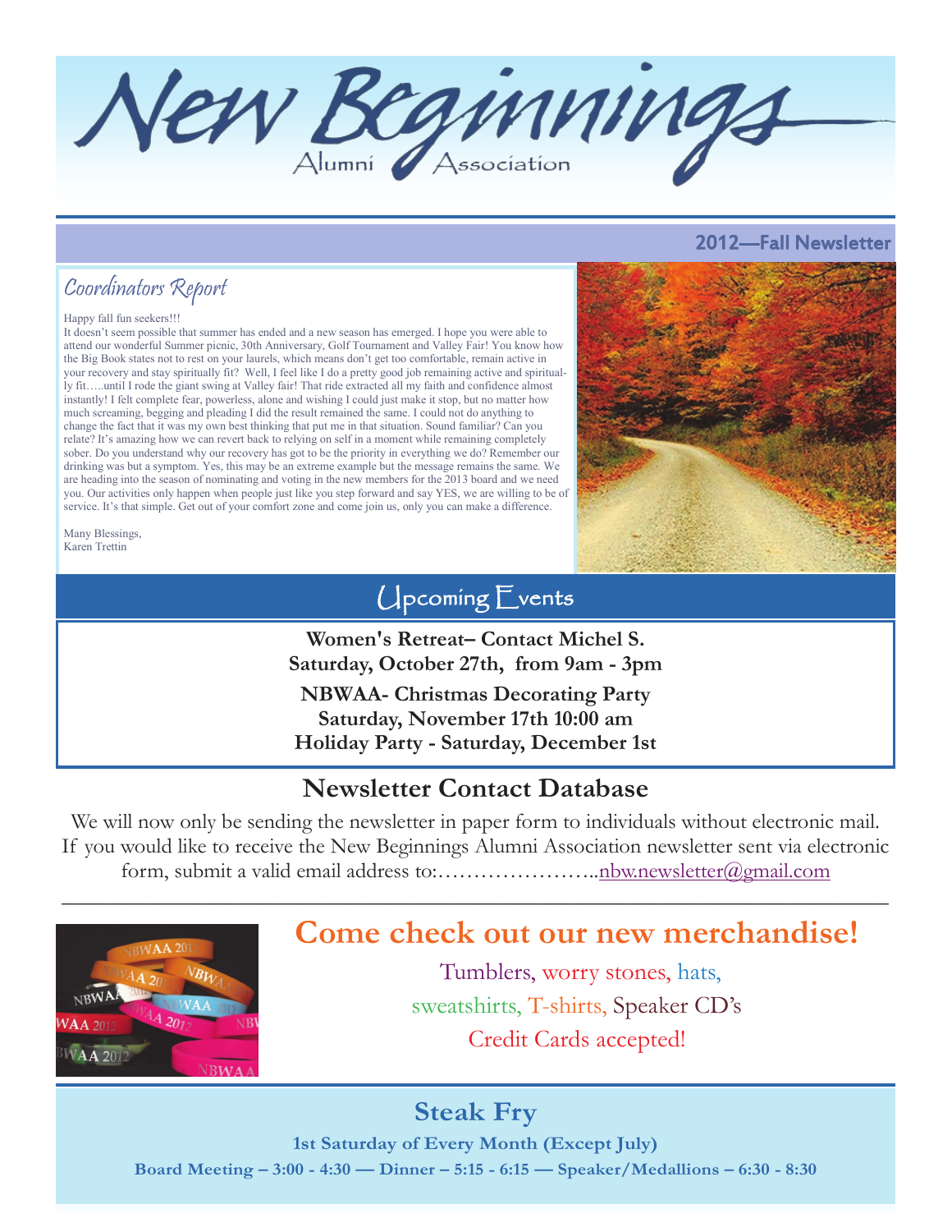# New Beginnings

Alumni Association

**2012—Fall Newsletter**

## Coordinators Report

Happy fall fun seekers!!!

It doesn't seem possible that summer has ended and a new season has emerged. I hope you were able to attend our wonderful Summer picnic, 30th Anniversary, Golf Tournament and Valley Fair! You know how the Big Book states not to rest on your laurels, which means don't get too comfortable, remain active in your recovery and stay spiritually fit? Well, I feel like I do a pretty good job remaining active and spiritually fit…..until I rode the giant swing at Valley fair! That ride extracted all my faith and confidence almost instantly! I felt complete fear, powerless, alone and wishing I could just make it stop, but no matter how much screaming, begging and pleading I did the result remained the same. I could not do anything to change the fact that it was my own best thinking that put me in that situation. Sound familiar? Can you relate? It's amazing how we can revert back to relying on self in a moment while remaining completely sober. Do you understand why our recovery has got to be the priority in everything we do? Remember our drinking was but a symptom. Yes, this may be an extreme example but the message remains the same. We are heading into the season of nominating and voting in the new members for the 2013 board and we need you. Our activities only happen when people just like you step forward and say YES, we are willing to be of service. It's that simple. Get out of your comfort zone and come join us, only you can make a difference.

Many Blessings,
Karen Trettin

## Upcoming Events

**Women's Retreat– Contact Michel S.**
**Saturday, October 27th, from 9am - 3pm**

**NBWAA- Christmas Decorating Party**
**Saturday, November 17th 10:00 am**
**Holiday Party - Saturday, December 1st**

## Newsletter Contact Database

We will now only be sending the newsletter in paper form to individuals without electronic mail. If you would like to receive the New Beginnings Alumni Association newsletter sent via electronic form, submit a valid email address to:…………………..nbw.newsletter@gmail.com

---

## Come check out our new merchandise!

Tumblers, worry stones, hats,
sweatshirts, T-shirts, Speaker CD's
Credit Cards accepted!

## Steak Fry

**1st Saturday of Every Month (Except July)**

**Board Meeting – 3:00 - 4:30 — Dinner – 5:15 - 6:15 — Speaker/Medallions – 6:30 - 8:30**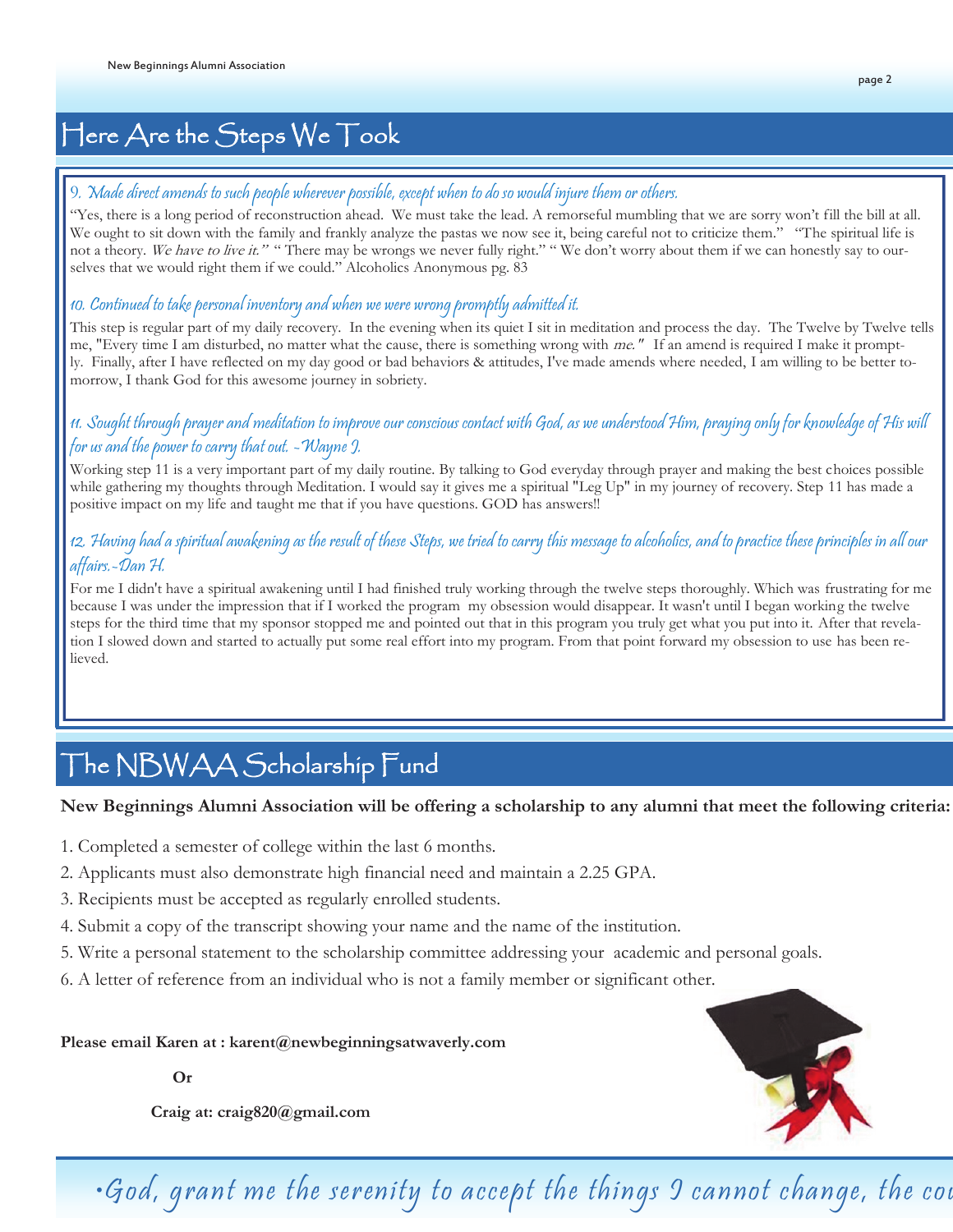# Here Are the Steps We Took

### *9. Made direct amends to such people wherever possible, except when to do so would injure them or others.*

"Yes, there is a long period of reconstruction ahead. We must take the lead. A remorseful mumbling that we are sorry won't fill the bill at all. We ought to sit down with the family and frankly analyze the pastas we now see it, being careful not to criticize them." "The spiritual life is not a theory. *We have to live it."* " There may be wrongs we never fully right." " We don't worry about them if we can honestly say to ourselves that we would right them if we could." Alcoholics Anonymous pg. 83

### *10. Continued to take personal inventory and when we were wrong promptly admitted it.*

This step is regular part of my daily recovery. In the evening when its quiet I sit in meditation and process the day. The Twelve by Twelve tells me, "Every time I am disturbed, no matter what the cause, there is something wrong with *me."* If an amend is required I make it promptly. Finally, after I have reflected on my day good or bad behaviors & attitudes, I've made amends where needed, I am willing to be better tomorrow, I thank God for this awesome journey in sobriety.

### *11. Sought through prayer and meditation to improve our conscious contact with God, as we understood Him, praying only for knowledge of His will for us and the power to carry that out. ~Wayne J.*

Working step 11 is a very important part of my daily routine. By talking to God everyday through prayer and making the best choices possible while gathering my thoughts through Meditation. I would say it gives me a spiritual "Leg Up" in my journey of recovery. Step 11 has made a positive impact on my life and taught me that if you have questions. GOD has answers!!

### *12. Having had a spiritual awakening as the result of these Steps, we tried to carry this message to alcoholics, and to practice these principles in all our affairs.~Dan H.*

For me I didn't have a spiritual awakening until I had finished truly working through the twelve steps thoroughly. Which was frustrating for me because I was under the impression that if I worked the program my obsession would disappear. It wasn't until I began working the twelve steps for the third time that my sponsor stopped me and pointed out that in this program you truly get what you put into it. After that revelation I slowed down and started to actually put some real effort into my program. From that point forward my obsession to use has been relieved.

# The NBWAA Scholarship Fund

**New Beginnings Alumni Association will be offering a scholarship to any alumni that meet the following criteria:**

1. Completed a semester of college within the last 6 months.
2. Applicants must also demonstrate high financial need and maintain a 2.25 GPA.
3. Recipients must be accepted as regularly enrolled students.
4. Submit a copy of the transcript showing your name and the name of the institution.
5. Write a personal statement to the scholarship committee addressing your academic and personal goals.
6. A letter of reference from an individual who is not a family member or significant other.

**Please email Karen at : karent@newbeginningsatwaverly.com**

**Or**

**Craig at: craig820@gmail.com**

*•God, grant me the serenity to accept the things I cannot change, the cou*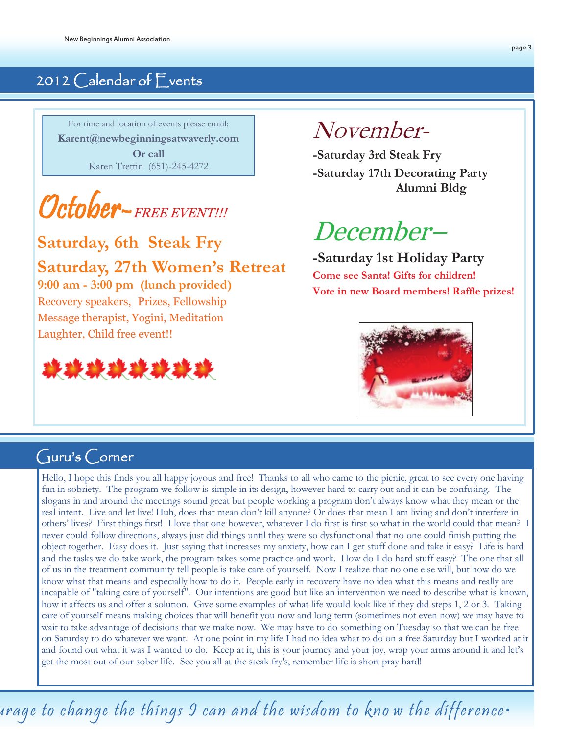## 2012 Calendar of Events

For time and location of events please email:
**Karent@newbeginningsatwaverly.com**
**Or call**
Karen Trettin (651)-245-4272

### October– *FREE EVENT!!!*

**Saturday, 6th Steak Fry**

**Saturday, 27th Women's Retreat**

**9:00 am - 3:00 pm (lunch provided)**

Recovery speakers, Prizes, Fellowship
Message therapist, Yogini, Meditation
Laughter, Child free event!!

### November-

**-Saturday 3rd Steak Fry**

**-Saturday 17th Decorating Party Alumni Bldg**

### December–

**-Saturday 1st Holiday Party**

**Come see Santa! Gifts for children!**
**Vote in new Board members! Raffle prizes!**

## Guru's Corner

Hello, I hope this finds you all happy joyous and free! Thanks to all who came to the picnic, great to see every one having fun in sobriety. The program we follow is simple in its design, however hard to carry out and it can be confusing. The slogans in and around the meetings sound great but people working a program don't always know what they mean or the real intent. Live and let live! Huh, does that mean don't kill anyone? Or does that mean I am living and don't interfere in others' lives? First things first! I love that one however, whatever I do first is first so what in the world could that mean? I never could follow directions, always just did things until they were so dysfunctional that no one could finish putting the object together. Easy does it. Just saying that increases my anxiety, how can I get stuff done and take it easy? Life is hard and the tasks we do take work, the program takes some practice and work. How do I do hard stuff easy? The one that all of us in the treatment community tell people is take care of yourself. Now I realize that no one else will, but how do we know what that means and especially how to do it. People early in recovery have no idea what this means and really are incapable of "taking care of yourself". Our intentions are good but like an intervention we need to describe what is known, how it affects us and offer a solution. Give some examples of what life would look like if they did steps 1, 2 or 3. Taking care of yourself means making choices that will benefit you now and long term (sometimes not even now) we may have to wait to take advantage of decisions that we make now. We may have to do something on Tuesday so that we can be free on Saturday to do whatever we want. At one point in my life I had no idea what to do on a free Saturday but I worked at it and found out what it was I wanted to do. Keep at it, this is your journey and your joy, wrap your arms around it and let's get the most out of our sober life. See you all at the steak fry's, remember life is short pray hard!

*urage to change the things I can and the wisdom to know the difference.*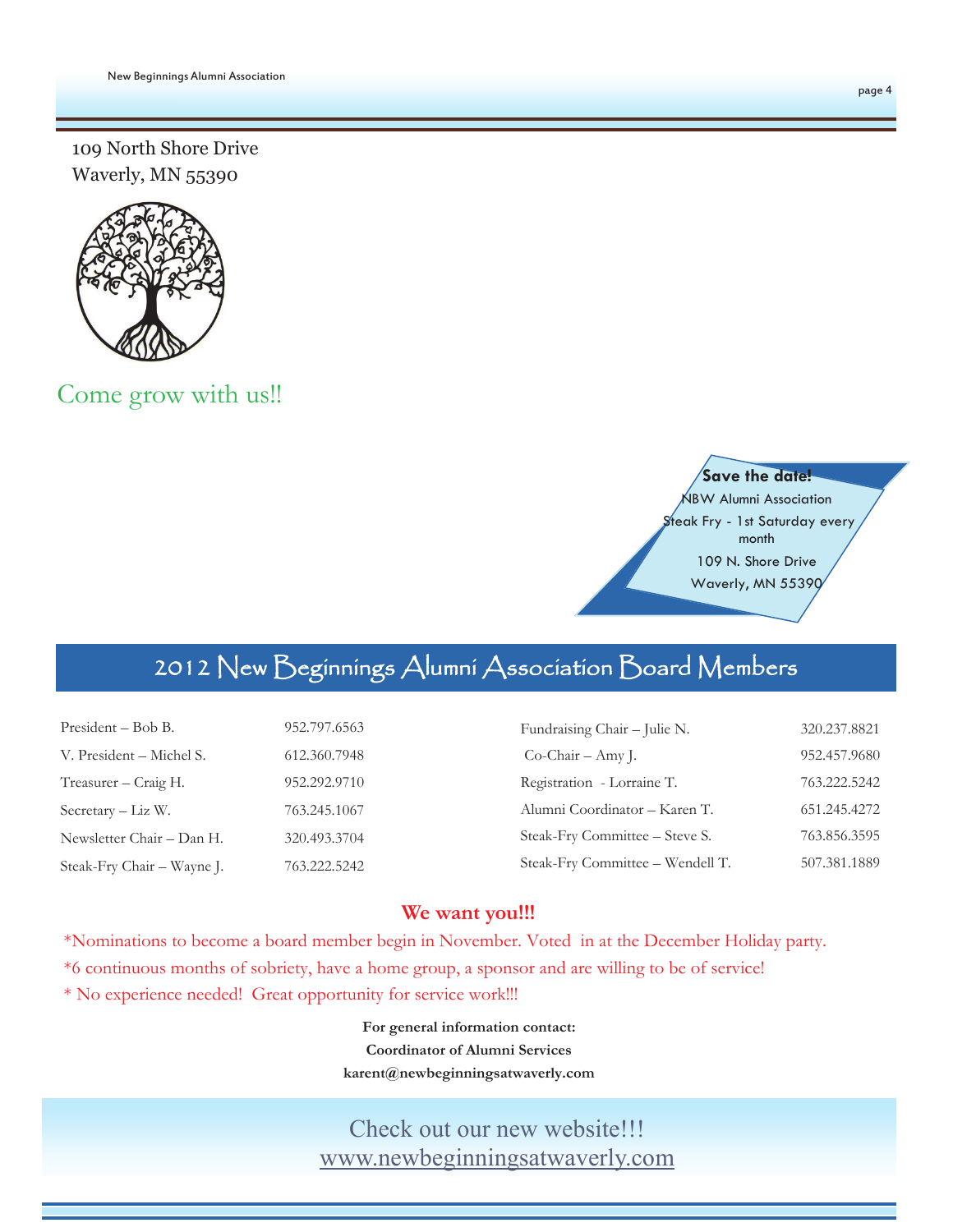109 North Shore Drive
Waverly, MN 55390

Come grow with us!!

**Save the date!**
NBW Alumni Association
Steak Fry - 1st Saturday every month
109 N. Shore Drive
Waverly, MN 55390

## 2012 New Beginnings Alumni Association Board Members

| | | | |
|---|---|---|---|
| President – Bob B. | 952.797.6563 | Fundraising Chair – Julie N. | 320.237.8821 |
| V. President – Michel S. | 612.360.7948 | Co-Chair – Amy J. | 952.457.9680 |
| Treasurer – Craig H. | 952.292.9710 | Registration - Lorraine T. | 763.222.5242 |
| Secretary – Liz W. | 763.245.1067 | Alumni Coordinator – Karen T. | 651.245.4272 |
| Newsletter Chair – Dan H. | 320.493.3704 | Steak-Fry Committee – Steve S. | 763.856.3595 |
| Steak-Fry Chair – Wayne J. | 763.222.5242 | Steak-Fry Committee – Wendell T. | 507.381.1889 |

**We want you!!!**

*Nominations to become a board member begin in November. Voted in at the December Holiday party.

*6 continuous months of sobriety, have a home group, a sponsor and are willing to be of service!

* No experience needed! Great opportunity for service work!!!

**For general information contact:**
**Coordinator of Alumni Services**
**karent@newbeginningsatwaverly.com**

Check out our new website!!!
www.newbeginningsatwaverly.com